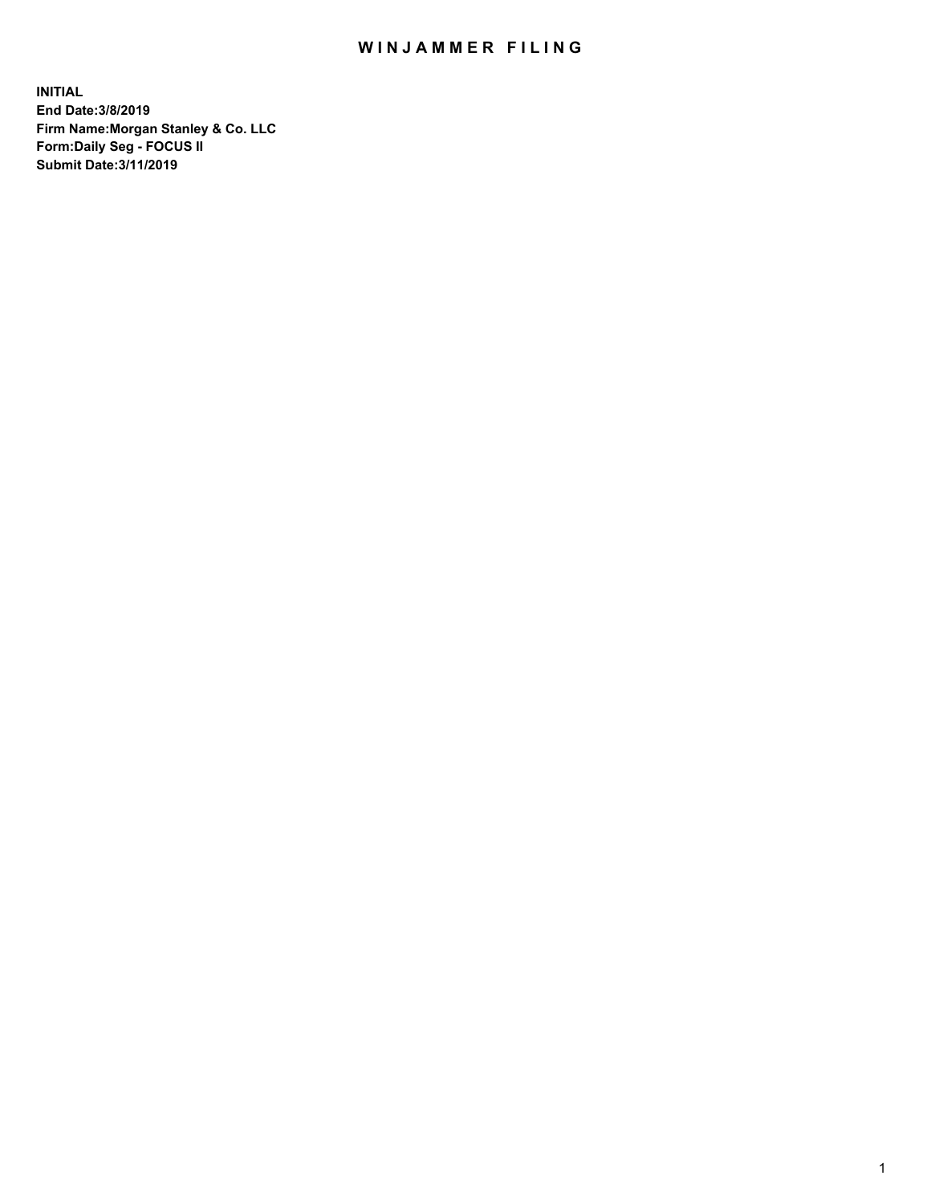# WINJAMMER FILING

**INITIAL**
**End Date:3/8/2019**
**Firm Name:Morgan Stanley & Co. LLC**
**Form:Daily Seg - FOCUS II**
**Submit Date:3/11/2019**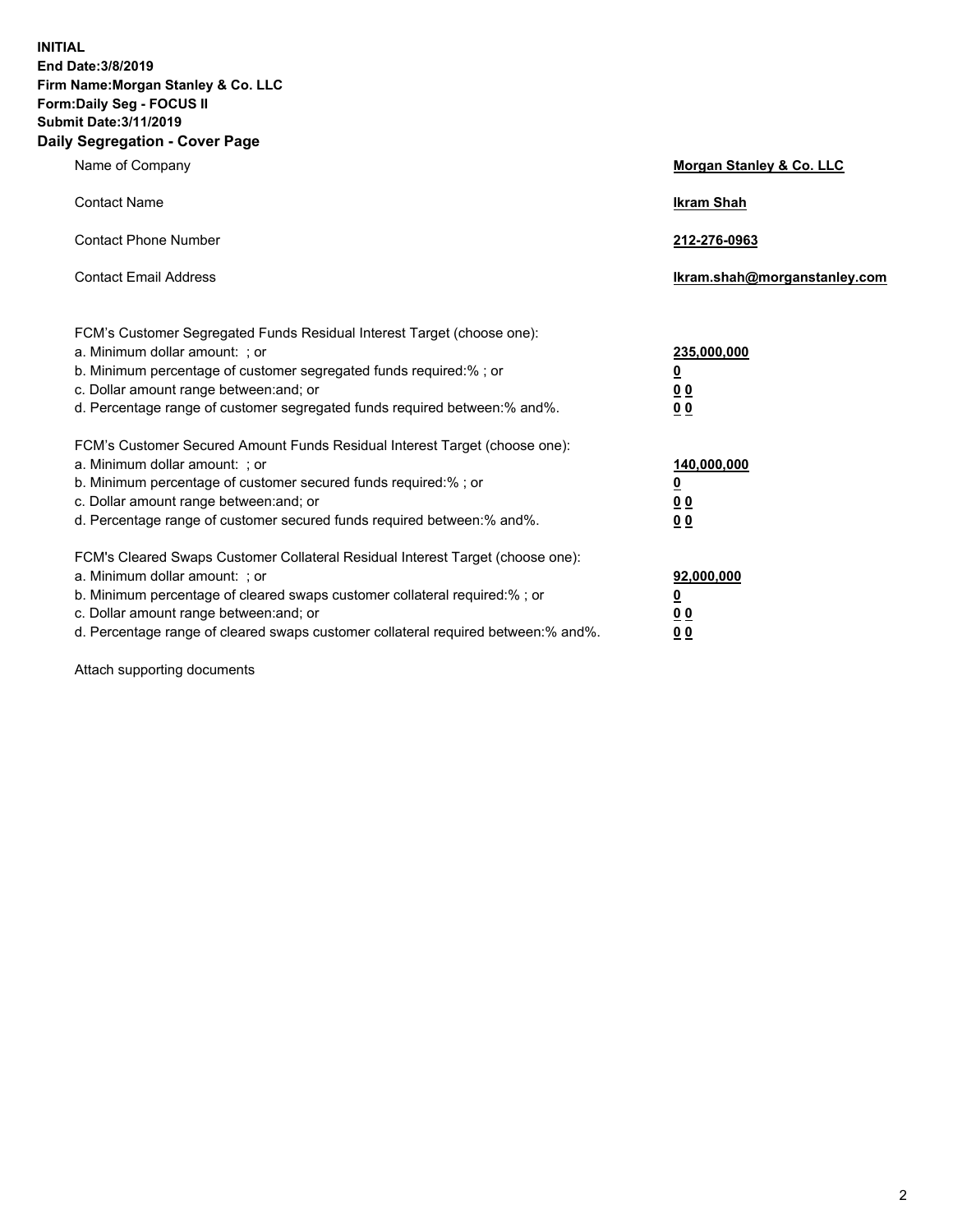**INITIAL**
**End Date:3/8/2019**
**Firm Name:Morgan Stanley & Co. LLC**
**Form:Daily Seg - FOCUS II**
**Submit Date:3/11/2019**
**Daily Segregation - Cover Page**

| | |
|---|---|
| Name of Company | **Morgan Stanley & Co. LLC** |
| Contact Name | **Ikram Shah** |
| Contact Phone Number | **212-276-0963** |
| Contact Email Address | **Ikram.shah@morganstanley.com** |

| | |
|---|---|
| FCM's Customer Segregated Funds Residual Interest Target (choose one): | |
| a. Minimum dollar amount: ; or | **235,000,000** |
| b. Minimum percentage of customer segregated funds required:% ; or | **0** |
| c. Dollar amount range between:and; or | **0 0** |
| d. Percentage range of customer segregated funds required between:% and%. | **0 0** |
| FCM's Customer Secured Amount Funds Residual Interest Target (choose one): | |
| a. Minimum dollar amount: ; or | **140,000,000** |
| b. Minimum percentage of customer secured funds required:% ; or | **0** |
| c. Dollar amount range between:and; or | **0 0** |
| d. Percentage range of customer secured funds required between:% and%. | **0 0** |
| FCM's Cleared Swaps Customer Collateral Residual Interest Target (choose one): | |
| a. Minimum dollar amount: ; or | **92,000,000** |
| b. Minimum percentage of cleared swaps customer collateral required:% ; or | **0** |
| c. Dollar amount range between:and; or | **0 0** |
| d. Percentage range of cleared swaps customer collateral required between:% and%. | **0 0** |

Attach supporting documents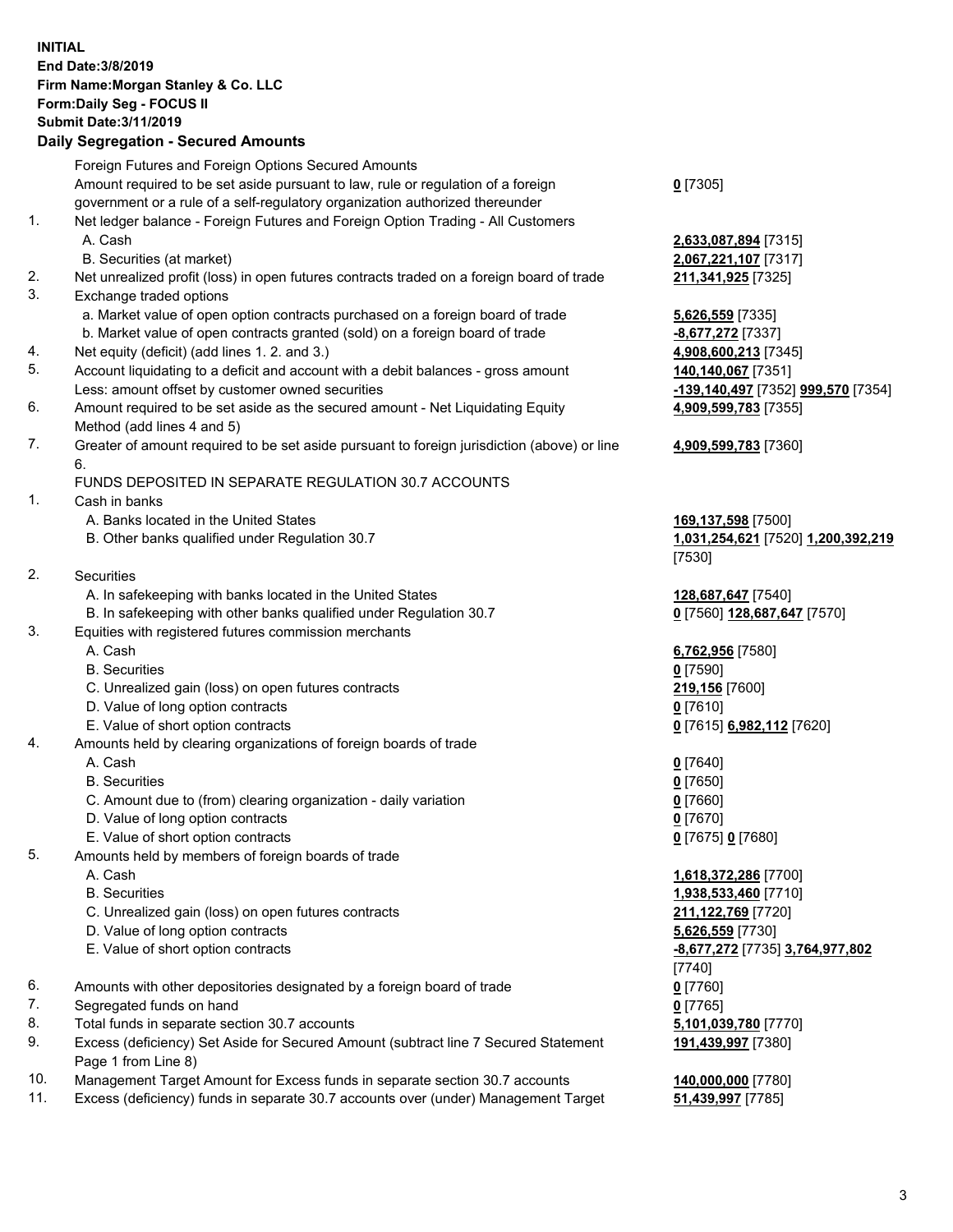**INITIAL**
**End Date:3/8/2019**
**Firm Name:Morgan Stanley & Co. LLC**
**Form:Daily Seg - FOCUS II**
**Submit Date:3/11/2019**

## Daily Segregation - Secured Amounts

| | | |
|---|---|---|
| | Foreign Futures and Foreign Options Secured Amounts | |
| | Amount required to be set aside pursuant to law, rule or regulation of a foreign government or a rule of a self-regulatory organization authorized thereunder | **0** [7305] |
| 1. | Net ledger balance - Foreign Futures and Foreign Option Trading - All Customers | |
| | A. Cash | **2,633,087,894** [7315] |
| | B. Securities (at market) | **2,067,221,107** [7317] |
| 2. | Net unrealized profit (loss) in open futures contracts traded on a foreign board of trade | **211,341,925** [7325] |
| 3. | Exchange traded options | |
| | a. Market value of open option contracts purchased on a foreign board of trade | **5,626,559** [7335] |
| | b. Market value of open contracts granted (sold) on a foreign board of trade | **-8,677,272** [7337] |
| 4. | Net equity (deficit) (add lines 1. 2. and 3.) | **4,908,600,213** [7345] |
| 5. | Account liquidating to a deficit and account with a debit balances - gross amount | **140,140,067** [7351] |
| | Less: amount offset by customer owned securities | **-139,140,497** [7352] **999,570** [7354] |
| 6. | Amount required to be set aside as the secured amount - Net Liquidating Equity Method (add lines 4 and 5) | **4,909,599,783** [7355] |
| 7. | Greater of amount required to be set aside pursuant to foreign jurisdiction (above) or line 6. | **4,909,599,783** [7360] |
| | FUNDS DEPOSITED IN SEPARATE REGULATION 30.7 ACCOUNTS | |
| 1. | Cash in banks | |
| | A. Banks located in the United States | **169,137,598** [7500] |
| | B. Other banks qualified under Regulation 30.7 | **1,031,254,621** [7520] **1,200,392,219** [7530] |
| 2. | Securities | |
| | A. In safekeeping with banks located in the United States | **128,687,647** [7540] |
| | B. In safekeeping with other banks qualified under Regulation 30.7 | **0** [7560] **128,687,647** [7570] |
| 3. | Equities with registered futures commission merchants | |
| | A. Cash | **6,762,956** [7580] |
| | B. Securities | **0** [7590] |
| | C. Unrealized gain (loss) on open futures contracts | **219,156** [7600] |
| | D. Value of long option contracts | **0** [7610] |
| | E. Value of short option contracts | **0** [7615] **6,982,112** [7620] |
| 4. | Amounts held by clearing organizations of foreign boards of trade | |
| | A. Cash | **0** [7640] |
| | B. Securities | **0** [7650] |
| | C. Amount due to (from) clearing organization - daily variation | **0** [7660] |
| | D. Value of long option contracts | **0** [7670] |
| | E. Value of short option contracts | **0** [7675] **0** [7680] |
| 5. | Amounts held by members of foreign boards of trade | |
| | A. Cash | **1,618,372,286** [7700] |
| | B. Securities | **1,938,533,460** [7710] |
| | C. Unrealized gain (loss) on open futures contracts | **211,122,769** [7720] |
| | D. Value of long option contracts | **5,626,559** [7730] |
| | E. Value of short option contracts | **-8,677,272** [7735] **3,764,977,802** [7740] |
| 6. | Amounts with other depositories designated by a foreign board of trade | **0** [7760] |
| 7. | Segregated funds on hand | **0** [7765] |
| 8. | Total funds in separate section 30.7 accounts | **5,101,039,780** [7770] |
| 9. | Excess (deficiency) Set Aside for Secured Amount (subtract line 7 Secured Statement Page 1 from Line 8) | **191,439,997** [7380] |
| 10. | Management Target Amount for Excess funds in separate section 30.7 accounts | **140,000,000** [7780] |
| 11. | Excess (deficiency) funds in separate 30.7 accounts over (under) Management Target | **51,439,997** [7785] |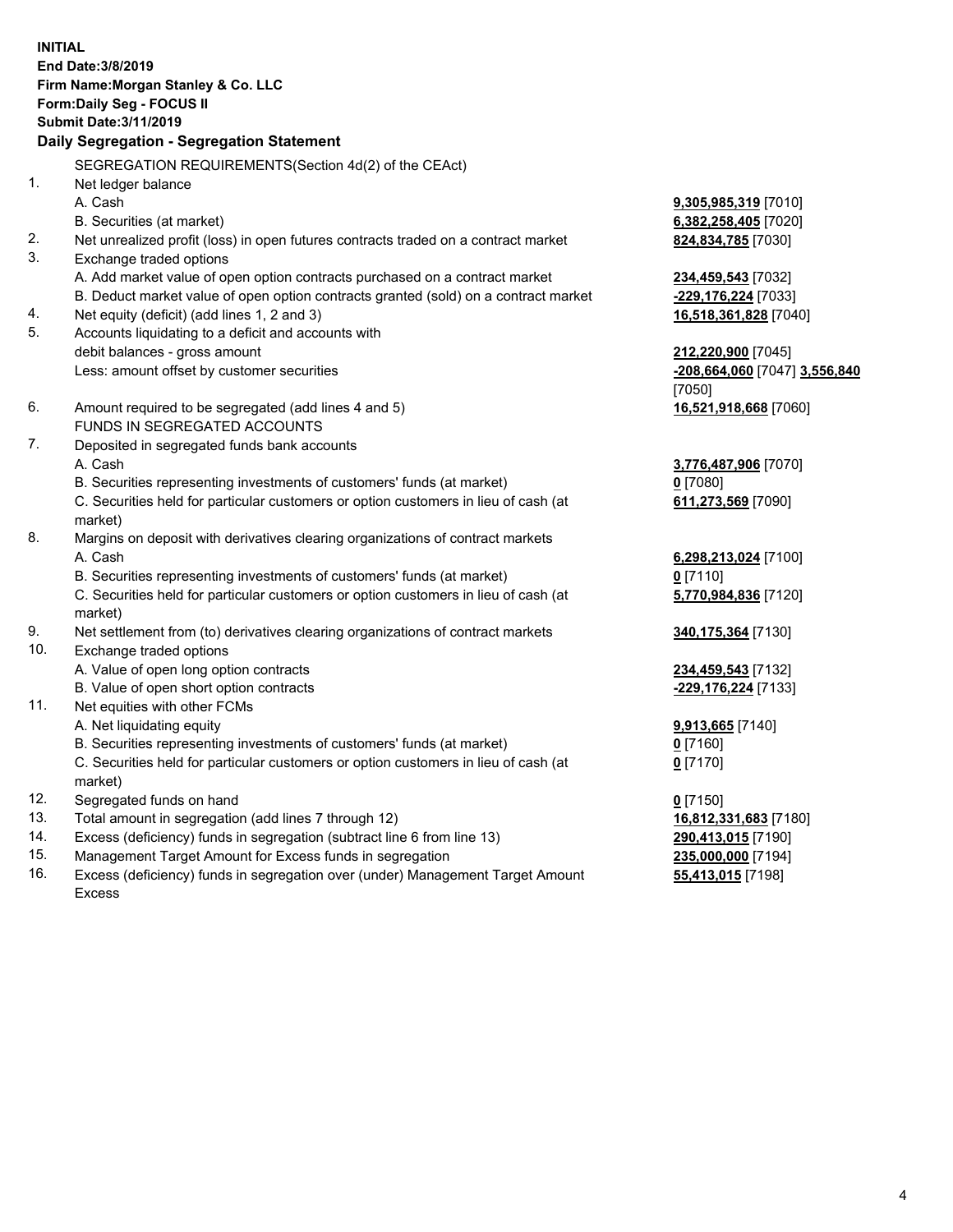**INITIAL**
**End Date:3/8/2019**
**Firm Name:Morgan Stanley & Co. LLC**
**Form:Daily Seg - FOCUS II**
**Submit Date:3/11/2019**

**Daily Segregation - Segregation Statement**

| | | |
|---|---|---|
| | SEGREGATION REQUIREMENTS(Section 4d(2) of the CEAct) | |
| 1. | Net ledger balance | |
| | A. Cash | **9,305,985,319** [7010] |
| | B. Securities (at market) | **6,382,258,405** [7020] |
| 2. | Net unrealized profit (loss) in open futures contracts traded on a contract market | **824,834,785** [7030] |
| 3. | Exchange traded options | |
| | A. Add market value of open option contracts purchased on a contract market | **234,459,543** [7032] |
| | B. Deduct market value of open option contracts granted (sold) on a contract market | **-229,176,224** [7033] |
| 4. | Net equity (deficit) (add lines 1, 2 and 3) | **16,518,361,828** [7040] |
| 5. | Accounts liquidating to a deficit and accounts with debit balances - gross amount | **212,220,900** [7045] |
| | Less: amount offset by customer securities | **-208,664,060** [7047] **3,556,840** [7050] |
| 6. | Amount required to be segregated (add lines 4 and 5) | **16,521,918,668** [7060] |
| | FUNDS IN SEGREGATED ACCOUNTS | |
| 7. | Deposited in segregated funds bank accounts | |
| | A. Cash | **3,776,487,906** [7070] |
| | B. Securities representing investments of customers' funds (at market) | **0** [7080] |
| | C. Securities held for particular customers or option customers in lieu of cash (at market) | **611,273,569** [7090] |
| 8. | Margins on deposit with derivatives clearing organizations of contract markets | |
| | A. Cash | **6,298,213,024** [7100] |
| | B. Securities representing investments of customers' funds (at market) | **0** [7110] |
| | C. Securities held for particular customers or option customers in lieu of cash (at market) | **5,770,984,836** [7120] |
| 9. | Net settlement from (to) derivatives clearing organizations of contract markets | **340,175,364** [7130] |
| 10. | Exchange traded options | |
| | A. Value of open long option contracts | **234,459,543** [7132] |
| | B. Value of open short option contracts | **-229,176,224** [7133] |
| 11. | Net equities with other FCMs | |
| | A. Net liquidating equity | **9,913,665** [7140] |
| | B. Securities representing investments of customers' funds (at market) | **0** [7160] |
| | C. Securities held for particular customers or option customers in lieu of cash (at market) | **0** [7170] |
| 12. | Segregated funds on hand | **0** [7150] |
| 13. | Total amount in segregation (add lines 7 through 12) | **16,812,331,683** [7180] |
| 14. | Excess (deficiency) funds in segregation (subtract line 6 from line 13) | **290,413,015** [7190] |
| 15. | Management Target Amount for Excess funds in segregation | **235,000,000** [7194] |
| 16. | Excess (deficiency) funds in segregation over (under) Management Target Amount Excess | **55,413,015** [7198] |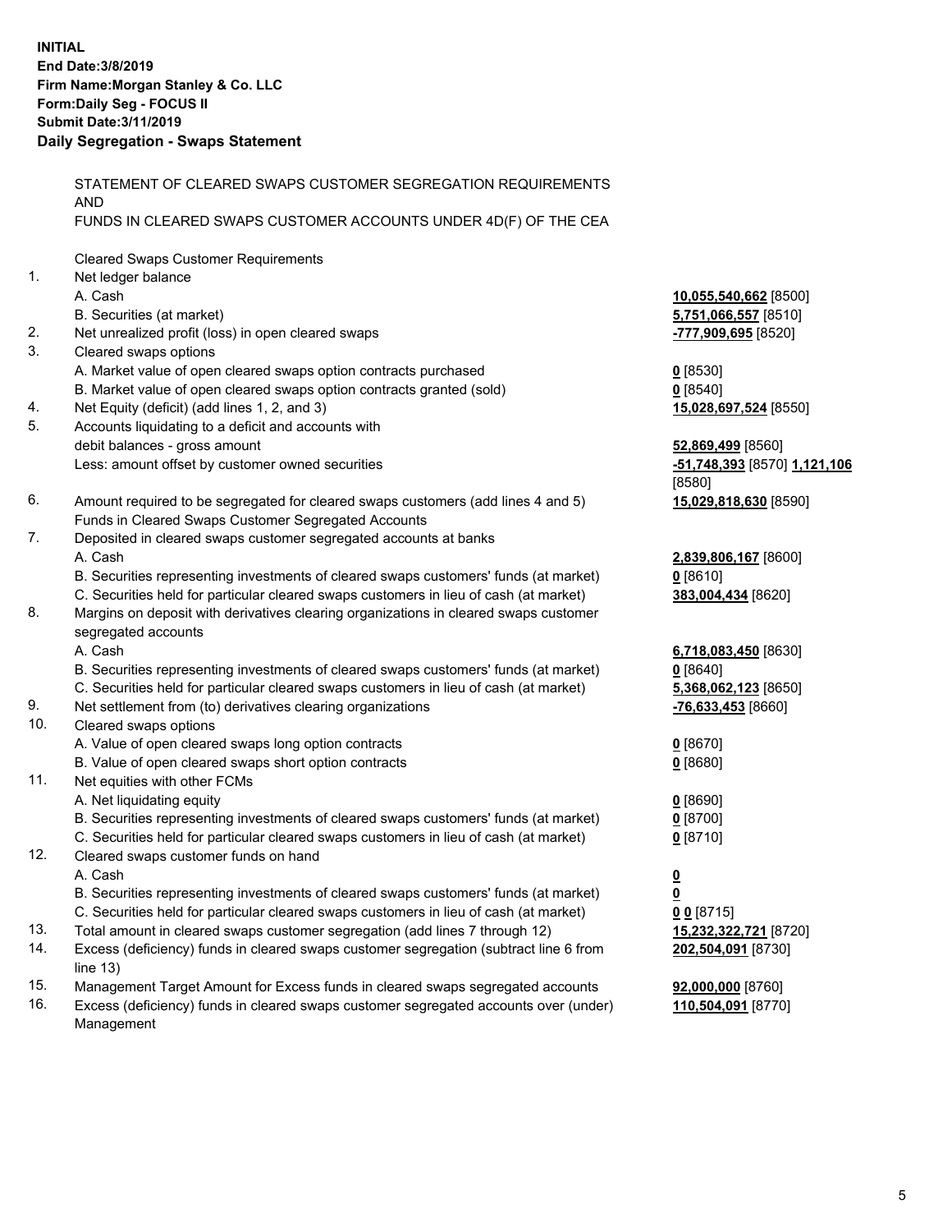**INITIAL**
**End Date:3/8/2019**
**Firm Name:Morgan Stanley & Co. LLC**
**Form:Daily Seg - FOCUS II**
**Submit Date:3/11/2019**
**Daily Segregation - Swaps Statement**

STATEMENT OF CLEARED SWAPS CUSTOMER SEGREGATION REQUIREMENTS AND FUNDS IN CLEARED SWAPS CUSTOMER ACCOUNTS UNDER 4D(F) OF THE CEA

| | | |
|---|---|---|
| | Cleared Swaps Customer Requirements | |
| 1. | Net ledger balance | |
| | A. Cash | **10,055,540,662** [8500] |
| | B. Securities (at market) | **5,751,066,557** [8510] |
| 2. | Net unrealized profit (loss) in open cleared swaps | **-777,909,695** [8520] |
| 3. | Cleared swaps options | |
| | A. Market value of open cleared swaps option contracts purchased | **0** [8530] |
| | B. Market value of open cleared swaps option contracts granted (sold) | **0** [8540] |
| 4. | Net Equity (deficit) (add lines 1, 2, and 3) | **15,028,697,524** [8550] |
| 5. | Accounts liquidating to a deficit and accounts with debit balances - gross amount | **52,869,499** [8560] |
| | Less: amount offset by customer owned securities | **-51,748,393** [8570] **1,121,106** [8580] |
| 6. | Amount required to be segregated for cleared swaps customers (add lines 4 and 5) | **15,029,818,630** [8590] |
| | Funds in Cleared Swaps Customer Segregated Accounts | |
| 7. | Deposited in cleared swaps customer segregated accounts at banks | |
| | A. Cash | **2,839,806,167** [8600] |
| | B. Securities representing investments of cleared swaps customers' funds (at market) | **0** [8610] |
| | C. Securities held for particular cleared swaps customers in lieu of cash (at market) | **383,004,434** [8620] |
| 8. | Margins on deposit with derivatives clearing organizations in cleared swaps customer segregated accounts | |
| | A. Cash | **6,718,083,450** [8630] |
| | B. Securities representing investments of cleared swaps customers' funds (at market) | **0** [8640] |
| | C. Securities held for particular cleared swaps customers in lieu of cash (at market) | **5,368,062,123** [8650] |
| 9. | Net settlement from (to) derivatives clearing organizations | **-76,633,453** [8660] |
| 10. | Cleared swaps options | |
| | A. Value of open cleared swaps long option contracts | **0** [8670] |
| | B. Value of open cleared swaps short option contracts | **0** [8680] |
| 11. | Net equities with other FCMs | |
| | A. Net liquidating equity | **0** [8690] |
| | B. Securities representing investments of cleared swaps customers' funds (at market) | **0** [8700] |
| | C. Securities held for particular cleared swaps customers in lieu of cash (at market) | **0** [8710] |
| 12. | Cleared swaps customer funds on hand | |
| | A. Cash | **0** |
| | B. Securities representing investments of cleared swaps customers' funds (at market) | **0** |
| | C. Securities held for particular cleared swaps customers in lieu of cash (at market) | **0** **0** [8715] |
| 13. | Total amount in cleared swaps customer segregation (add lines 7 through 12) | **15,232,322,721** [8720] |
| 14. | Excess (deficiency) funds in cleared swaps customer segregation (subtract line 6 from line 13) | **202,504,091** [8730] |
| 15. | Management Target Amount for Excess funds in cleared swaps segregated accounts | **92,000,000** [8760] |
| 16. | Excess (deficiency) funds in cleared swaps customer segregated accounts over (under) Management | **110,504,091** [8770] |